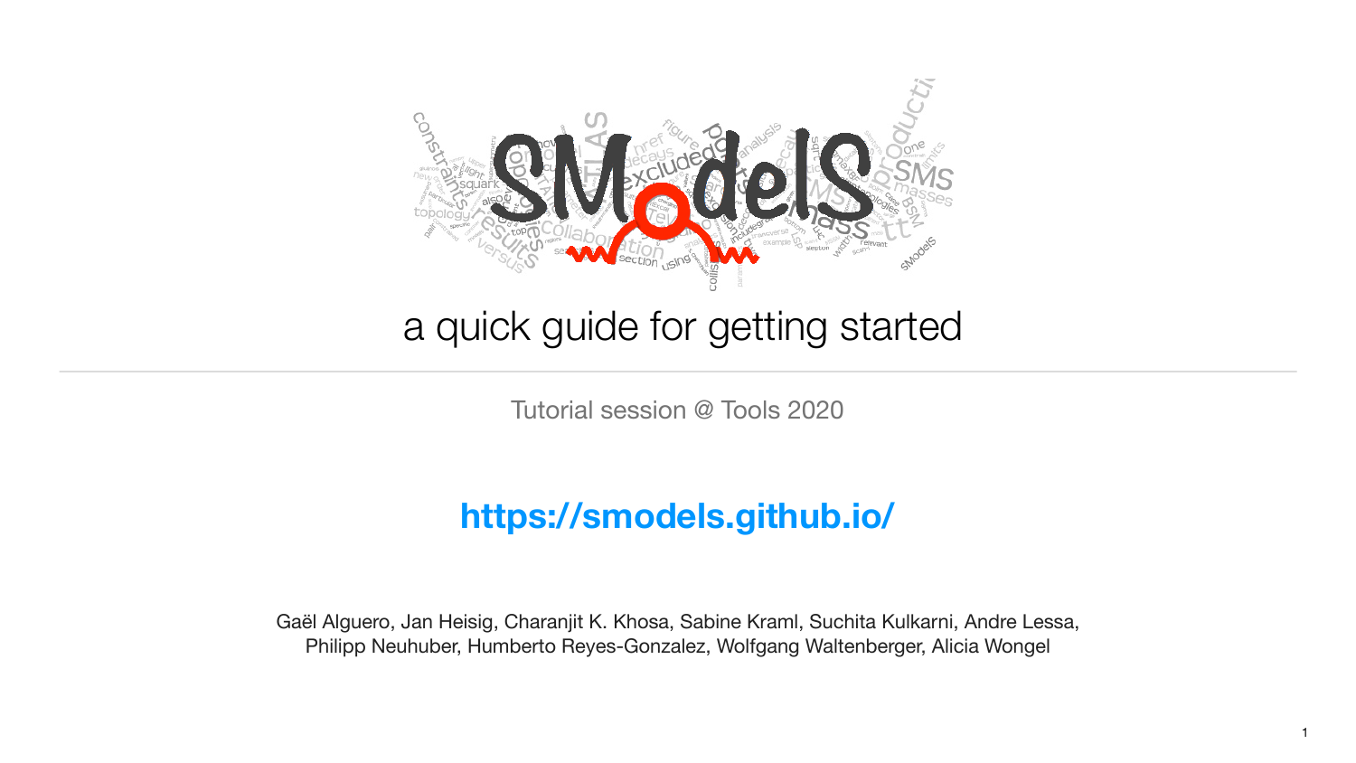# SModelS

## a quick guide for getting started

Tutorial session @ Tools 2020

**https://smodels.github.io/**

Gaël Alguero, Jan Heisig, Charanjit K. Khosa, Sabine Kraml, Suchita Kulkarni, Andre Lessa, Philipp Neuhuber, Humberto Reyes-Gonzalez, Wolfgang Waltenberger, Alicia Wongel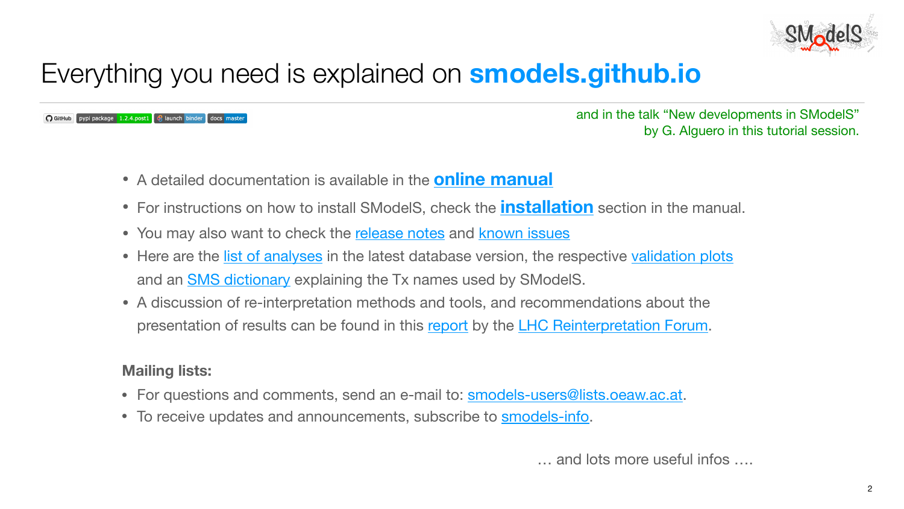# Everything you need is explained on **smodels.github.io**

GitHub | pypi package 1.2.4.post1 | launch binder | docs master

and in the talk "New developments in SModelS" by G. Alguero in this tutorial session.

- A detailed documentation is available in the **online manual**
- For instructions on how to install SModelS, check the **installation** section in the manual.
- You may also want to check the release notes and known issues
- Here are the list of analyses in the latest database version, the respective validation plots and an SMS dictionary explaining the Tx names used by SModelS.
- A discussion of re-interpretation methods and tools, and recommendations about the presentation of results can be found in this report by the LHC Reinterpretation Forum.

**Mailing lists:**

- For questions and comments, send an e-mail to: smodels-users@lists.oeaw.ac.at.
- To receive updates and announcements, subscribe to smodels-info.

… and lots more useful infos ….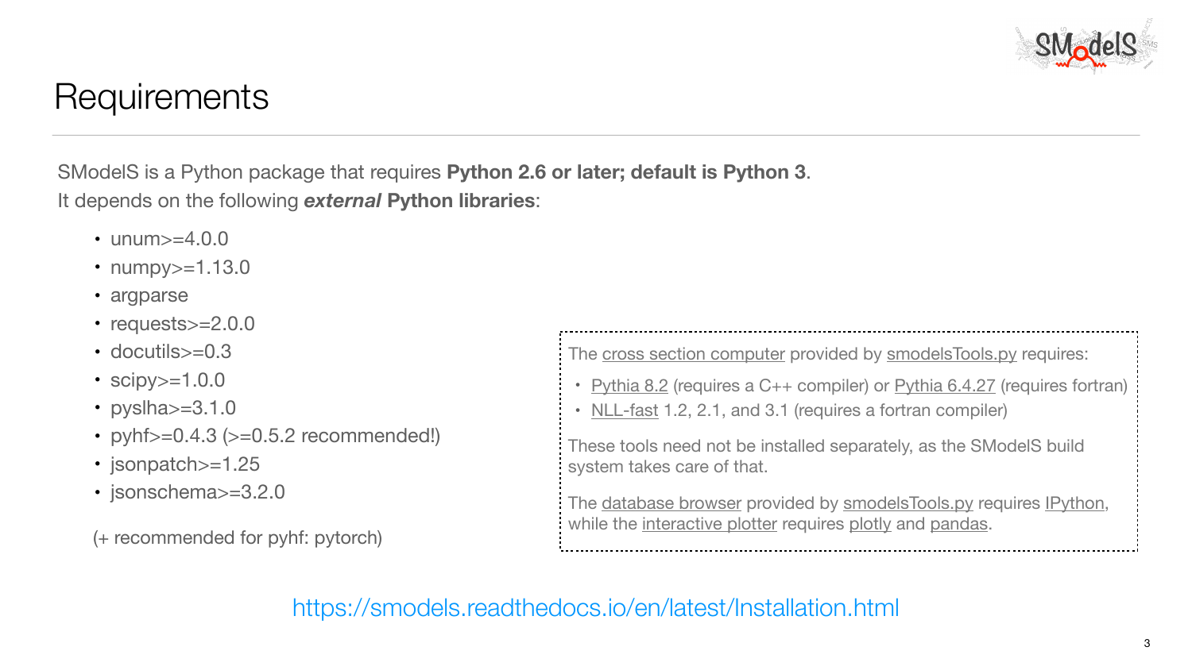# Requirements

SModelS is a Python package that requires **Python 2.6 or later; default is Python 3**.
It depends on the following ***external*** **Python libraries**:

- unum>=4.0.0
- numpy>=1.13.0
- argparse
- requests>=2.0.0
- docutils>=0.3
- scipy>=1.0.0
- pyslha>=3.1.0
- pyhf>=0.4.3 (>=0.5.2 recommended!)
- jsonpatch>=1.25
- jsonschema>=3.2.0

(+ recommended for pyhf: pytorch)

The cross section computer provided by smodelsTools.py requires:

- Pythia 8.2 (requires a C++ compiler) or Pythia 6.4.27 (requires fortran)
- NLL-fast 1.2, 2.1, and 3.1 (requires a fortran compiler)

These tools need not be installed separately, as the SModelS build system takes care of that.

The database browser provided by smodelsTools.py requires IPython, while the interactive plotter requires plotly and pandas.

https://smodels.readthedocs.io/en/latest/Installation.html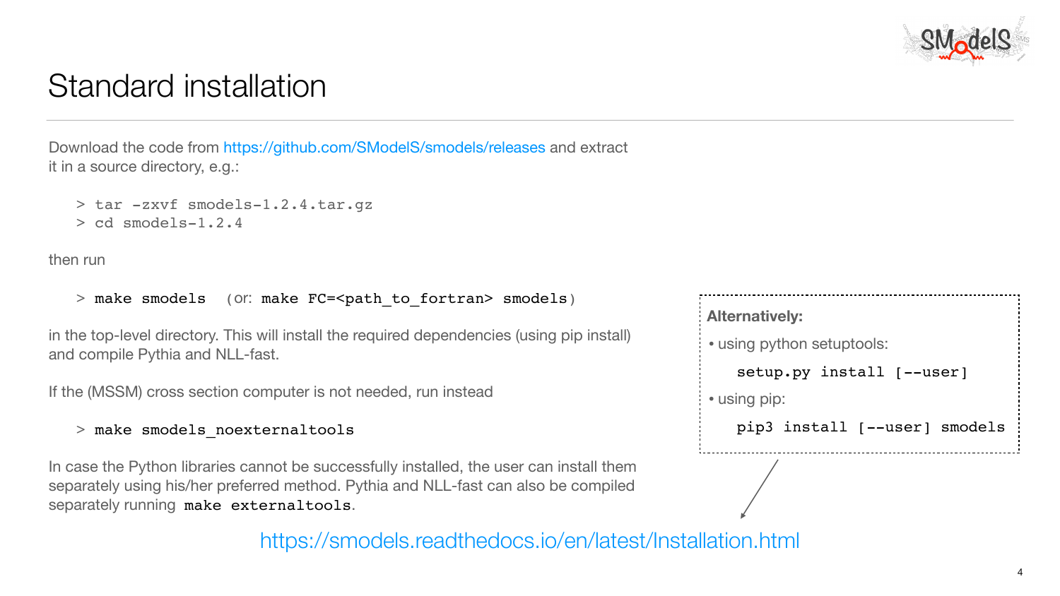# Standard installation

Download the code from https://github.com/SModelS/smodels/releases and extract it in a source directory, e.g.:

```
> tar -zxvf smodels-1.2.4.tar.gz
> cd smodels-1.2.4
```

then run

```
> make smodels   (or: make FC=<path_to_fortran> smodels)
```

in the top-level directory. This will install the required dependencies (using pip install) and compile Pythia and NLL-fast.

If the (MSSM) cross section computer is not needed, run instead

```
> make smodels_noexternaltools
```

In case the Python libraries cannot be successfully installed, the user can install them separately using his/her preferred method. Pythia and NLL-fast can also be compiled separately running `make externaltools`.

**Alternatively:**

- using python setuptools:

```
setup.py install [--user]
```

- using pip:

```
pip3 install [--user] smodels
```

https://smodels.readthedocs.io/en/latest/Installation.html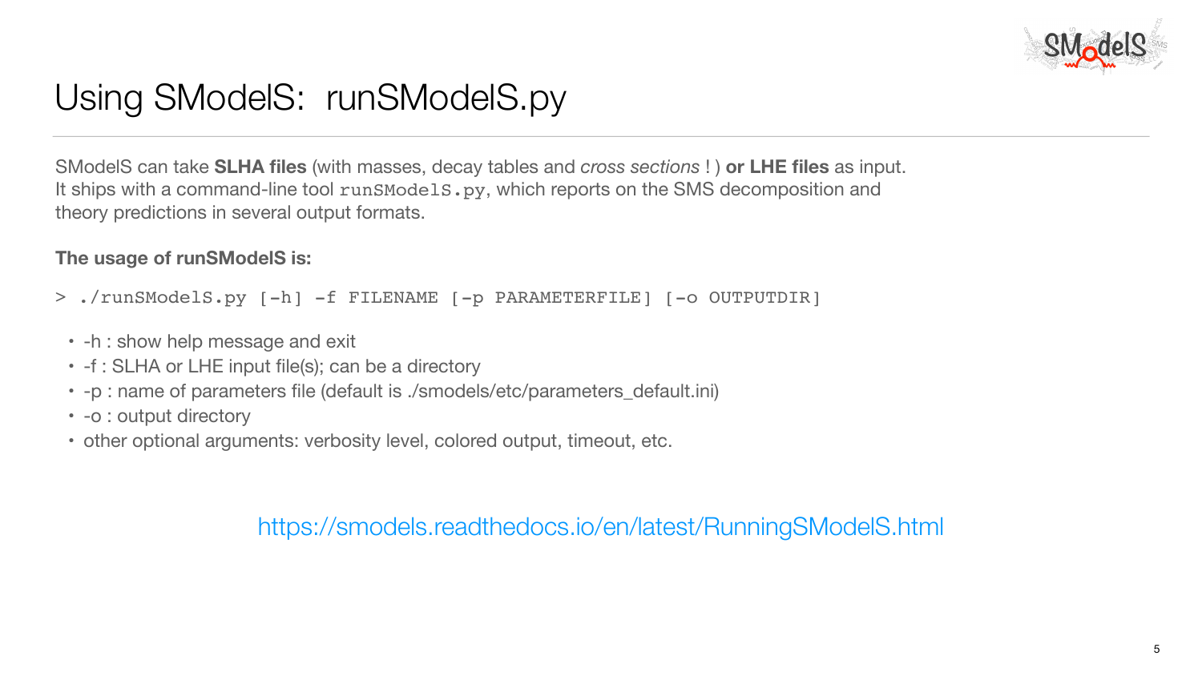# Using SModelS: runSModelS.py

SModelS can take **SLHA files** (with masses, decay tables and *cross sections* ! ) **or LHE files** as input. It ships with a command-line tool `runSModelS.py`, which reports on the SMS decomposition and theory predictions in several output formats.

**The usage of runSModelS is:**

```
> ./runSModelS.py [-h] -f FILENAME [-p PARAMETERFILE] [-o OUTPUTDIR]
```

- -h : show help message and exit
- -f : SLHA or LHE input file(s); can be a directory
- -p : name of parameters file (default is ./smodels/etc/parameters_default.ini)
- -o : output directory
- other optional arguments: verbosity level, colored output, timeout, etc.

https://smodels.readthedocs.io/en/latest/RunningSModelS.html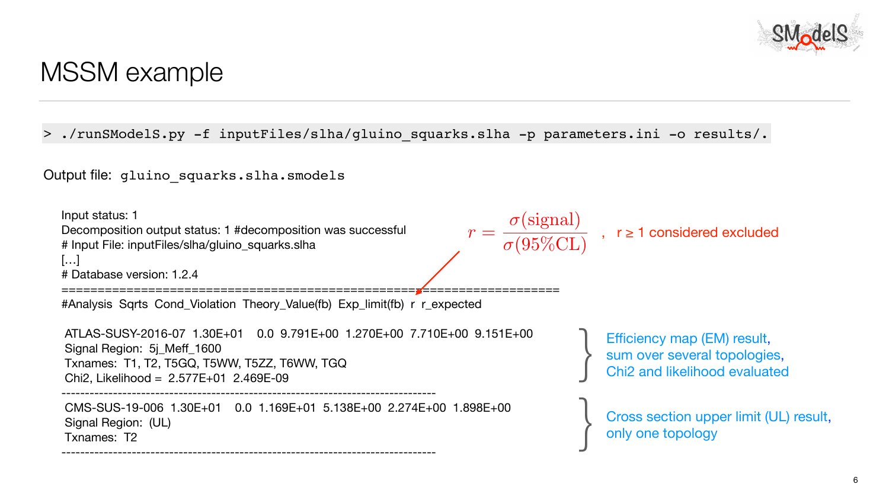# MSSM example

```
> ./runSModelS.py -f inputFiles/slha/gluino_squarks.slha -p parameters.ini -o results/.
```

Output file: `gluino_squarks.slha.smodels`

```
Input status: 1
Decomposition output status: 1 #decomposition was successful
# Input File: inputFiles/slha/gluino_squarks.slha
[...]
# Database version: 1.2.4
========================================================================
#Analysis  Sqrts  Cond_Violation  Theory_Value(fb)  Exp_limit(fb)  r  r_expected

 ATLAS-SUSY-2016-07  1.30E+01   0.0  9.791E+00  1.270E+00  7.710E+00  9.151E+00
 Signal Region:  5j_Meff_1600
 Txnames:  T1, T2, T5GQ, T5WW, T5ZZ, T6WW, TGQ
 Chi2, Likelihood =  2.577E+01  2.469E-09
--------------------------------------------------------------------------------
 CMS-SUS-19-006  1.30E+01   0.0  1.169E+01  5.138E+00  2.274E+00  1.898E+00
 Signal Region:  (UL)
 Txnames:  T2
--------------------------------------------------------------------------------
```

$r = \frac{\sigma(\text{signal})}{\sigma(95\%\text{CL})}$ , r ≥ 1 considered excluded

Efficiency map (EM) result, sum over several topologies, Chi2 and likelihood evaluated

Cross section upper limit (UL) result, only one topology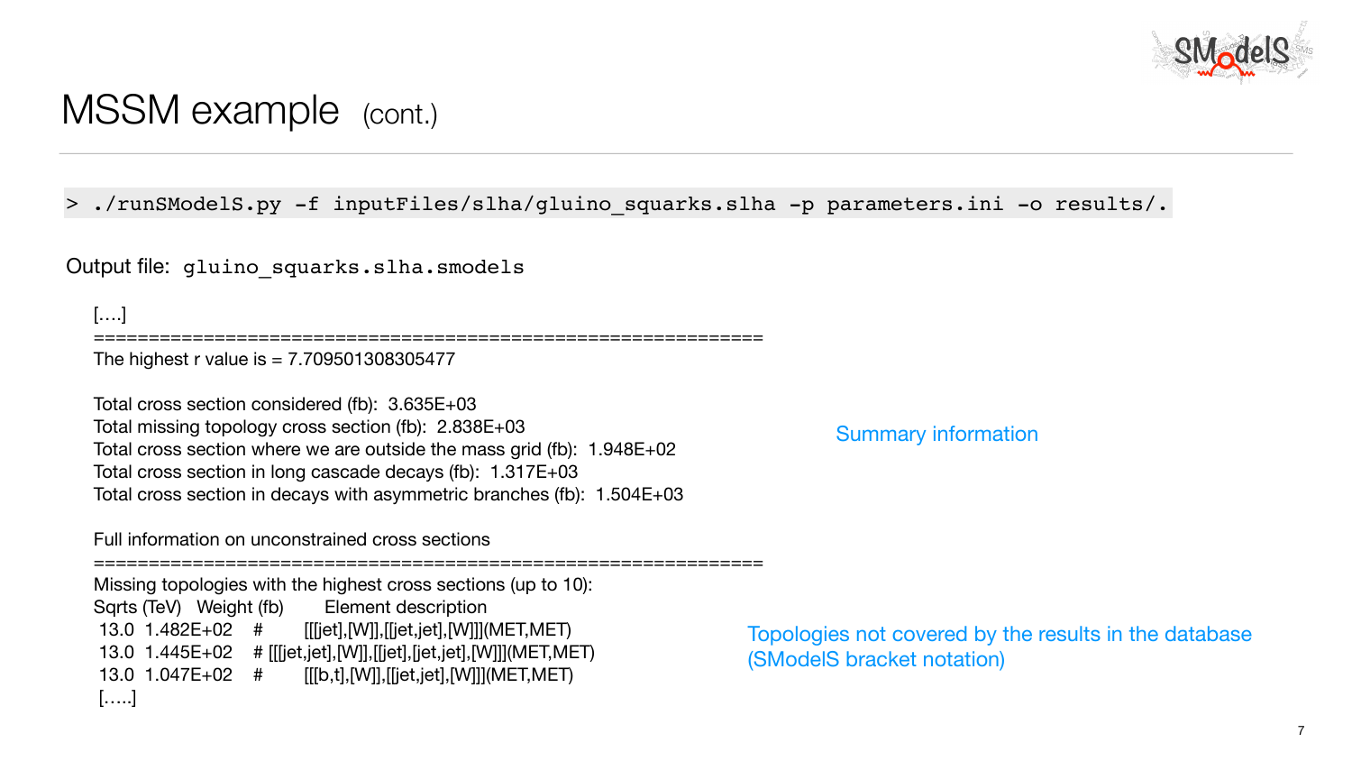# MSSM example (cont.)

```
> ./runSModelS.py -f inputFiles/slha/gluino_squarks.slha -p parameters.ini -o results/.
```

Output file: `gluino_squarks.slha.smodels`

```
[....]
=============================================================
The highest r value is = 7.709501308305477

Total cross section considered (fb):  3.635E+03
Total missing topology cross section (fb):  2.838E+03
Total cross section where we are outside the mass grid (fb):  1.948E+02
Total cross section in long cascade decays (fb):  1.317E+03
Total cross section in decays with asymmetric branches (fb):  1.504E+03

Full information on unconstrained cross sections
=============================================================
Missing topologies with the highest cross sections (up to 10):
Sqrts (TeV)   Weight (fb)       Element description
 13.0  1.482E+02    #       [[[jet],[W]],[[jet,jet],[W]]](MET,MET)
 13.0  1.445E+02    # [[[jet,jet],[W]],[[jet],[jet,jet],[W]]](MET,MET)
 13.0  1.047E+02    #       [[[b,t],[W]],[[jet,jet],[W]]](MET,MET)
 [.....]
```

Summary information

Topologies not covered by the results in the database (SModelS bracket notation)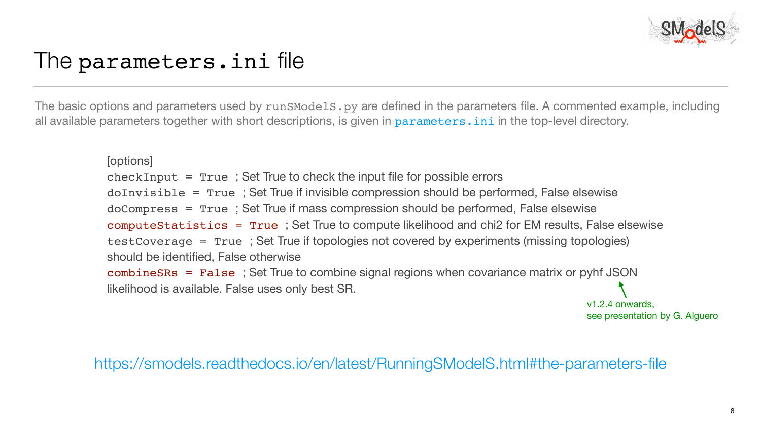# The `parameters.ini` file

The basic options and parameters used by `runSModelS.py` are defined in the parameters file. A commented example, including all available parameters together with short descriptions, is given in `parameters.ini` in the top-level directory.

```
[options]
checkInput = True ; Set True to check the input file for possible errors
doInvisible = True ; Set True if invisible compression should be performed, False elsewise
doCompress = True ; Set True if mass compression should be performed, False elsewise
computeStatistics = True ; Set True to compute likelihood and chi2 for EM results, False elsewise
testCoverage = True ; Set True if topologies not covered by experiments (missing topologies) should be identified, False otherwise
combineSRs = False ; Set True to combine signal regions when covariance matrix or pyhf JSON likelihood is available. False uses only best SR.
```

v1.2.4 onwards, see presentation by G. Alguero

https://smodels.readthedocs.io/en/latest/RunningSModelS.html#the-parameters-file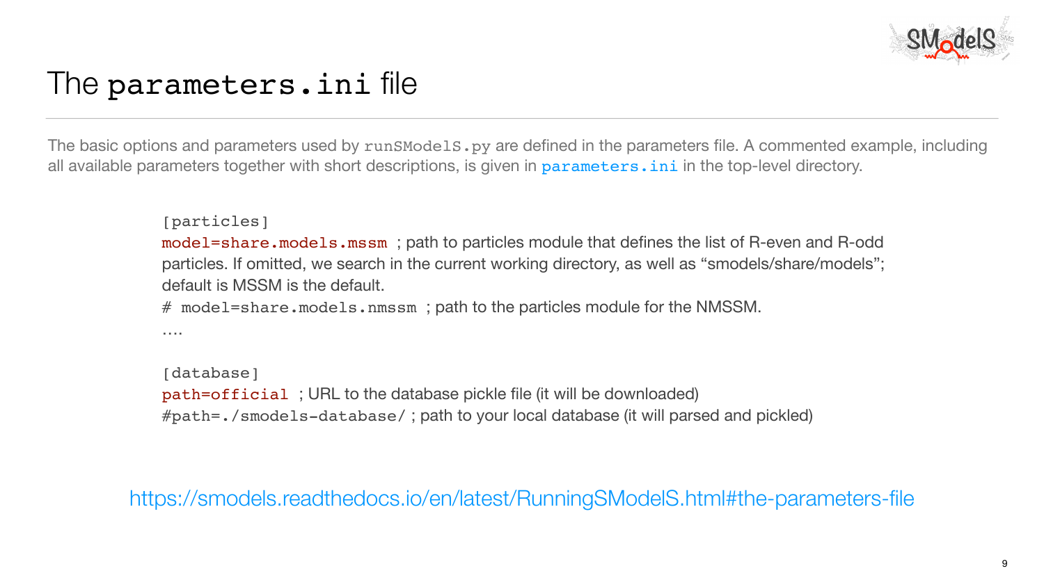# The `parameters.ini` file

The basic options and parameters used by `runSModelS.py` are defined in the parameters file. A commented example, including all available parameters together with short descriptions, is given in `parameters.ini` in the top-level directory.

```
[particles]
model=share.models.mssm  ; path to particles module that defines the list of R-even and R-odd particles. If omitted, we search in the current working directory, as well as "smodels/share/models"; default is MSSM is the default.
# model=share.models.nmssm  ; path to the particles module for the NMSSM.
....

[database]
path=official  ; URL to the database pickle file (it will be downloaded)
#path=./smodels-database/ ; path to your local database (it will parsed and pickled)
```

https://smodels.readthedocs.io/en/latest/RunningSModelS.html#the-parameters-file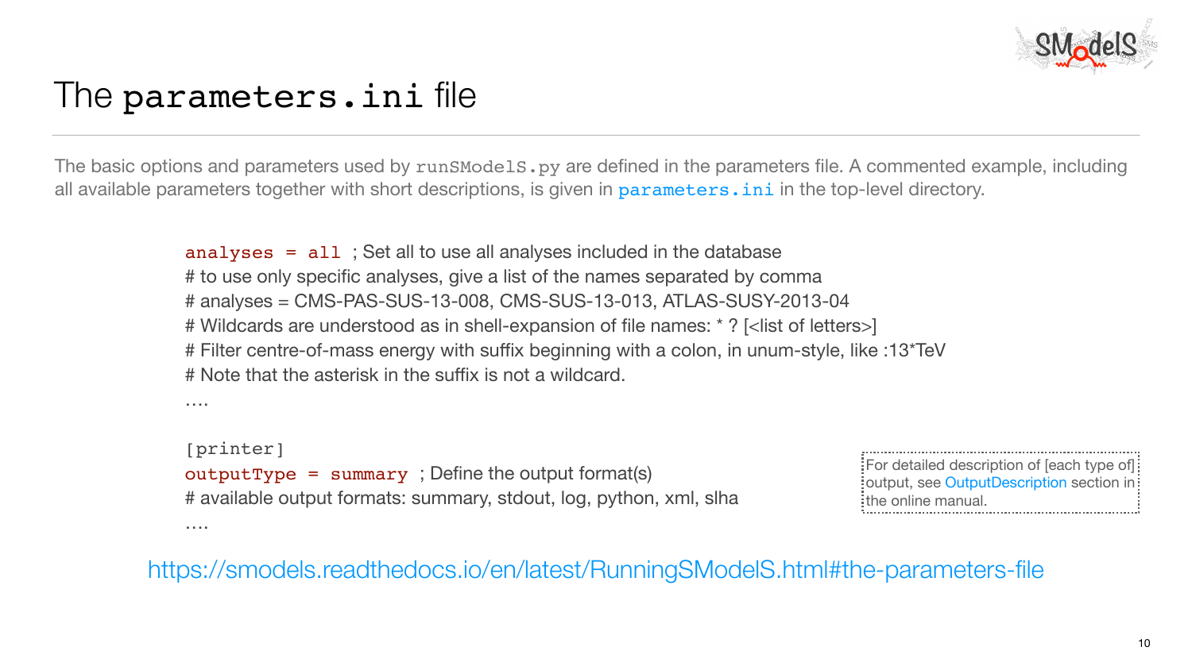# The `parameters.ini` file

The basic options and parameters used by `runSModelS.py` are defined in the parameters file. A commented example, including all available parameters together with short descriptions, is given in `parameters.ini` in the top-level directory.

```
analyses = all ; Set all to use all analyses included in the database
# to use only specific analyses, give a list of the names separated by comma
# analyses = CMS-PAS-SUS-13-008, CMS-SUS-13-013, ATLAS-SUSY-2013-04
# Wildcards are understood as in shell-expansion of file names: * ? [<list of letters>]
# Filter centre-of-mass energy with suffix beginning with a colon, in unum-style, like :13*TeV
# Note that the asterisk in the suffix is not a wildcard.
....

[printer]
outputType = summary ; Define the output format(s)
# available output formats: summary, stdout, log, python, xml, slha
....
```

For detailed description of [each type of] output, see OutputDescription section in the online manual.

https://smodels.readthedocs.io/en/latest/RunningSModelS.html#the-parameters-file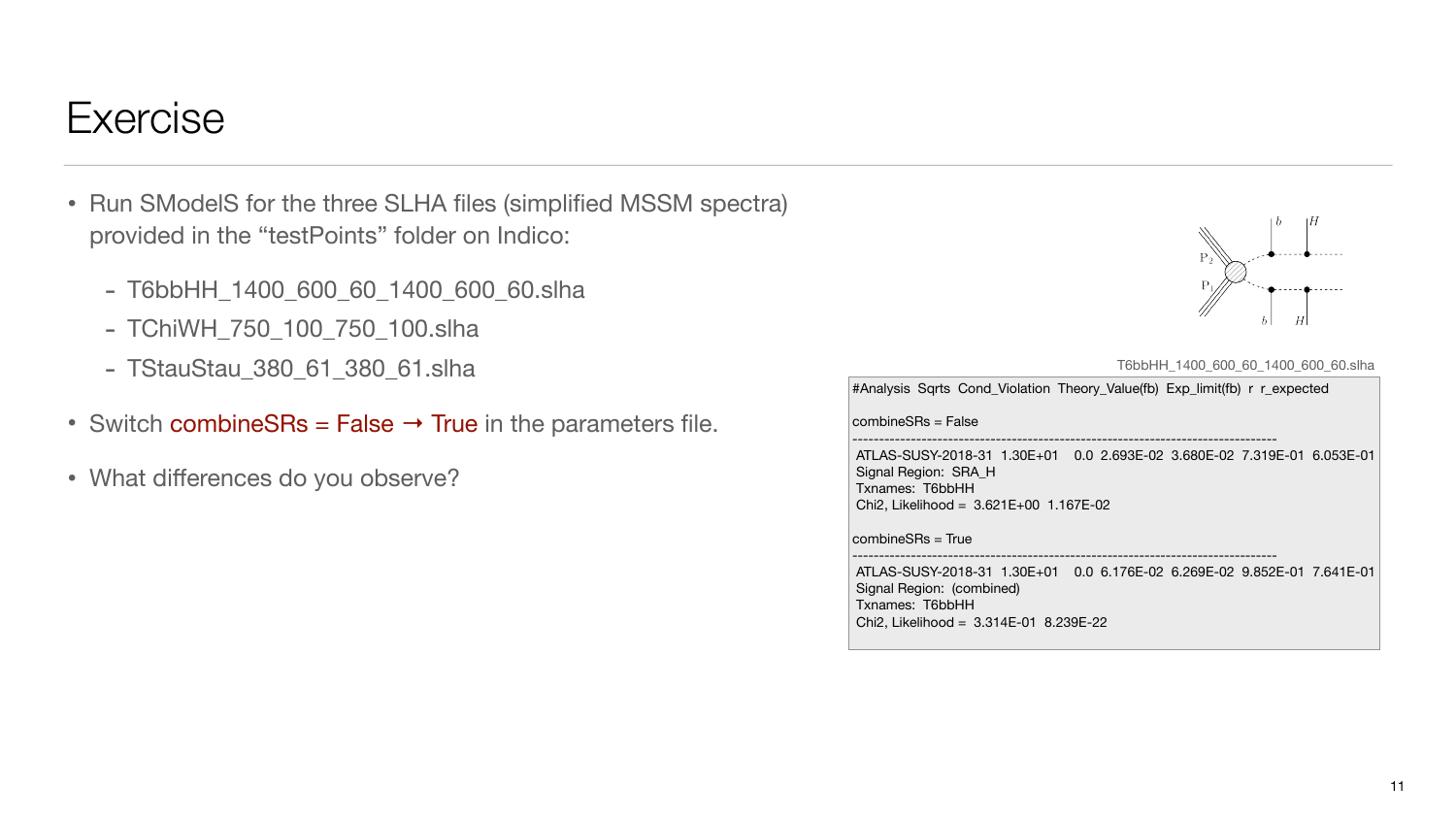# Exercise

- Run SModelS for the three SLHA files (simplified MSSM spectra) provided in the "testPoints" folder on Indico:
  - T6bbHH_1400_600_60_1400_600_60.slha
  - TChiWH_750_100_750_100.slha
  - TStauStau_380_61_380_61.slha
- Switch combineSRs = False → True in the parameters file.
- What differences do you observe?

T6bbHH_1400_600_60_1400_600_60.slha

```
#Analysis  Sqrts  Cond_Violation  Theory_Value(fb)  Exp_limit(fb)  r  r_expected

combineSRs = False
--------------------------------------------------------------------------------
 ATLAS-SUSY-2018-31  1.30E+01   0.0  2.693E-02  3.680E-02  7.319E-01  6.053E-01
 Signal Region:  SRA_H
 Txnames:  T6bbHH
 Chi2, Likelihood =  3.621E+00  1.167E-02

combineSRs = True
--------------------------------------------------------------------------------
 ATLAS-SUSY-2018-31  1.30E+01   0.0  6.176E-02  6.269E-02  9.852E-01  7.641E-01
 Signal Region:  (combined)
 Txnames:  T6bbHH
 Chi2, Likelihood =  3.314E-01  8.239E-22
```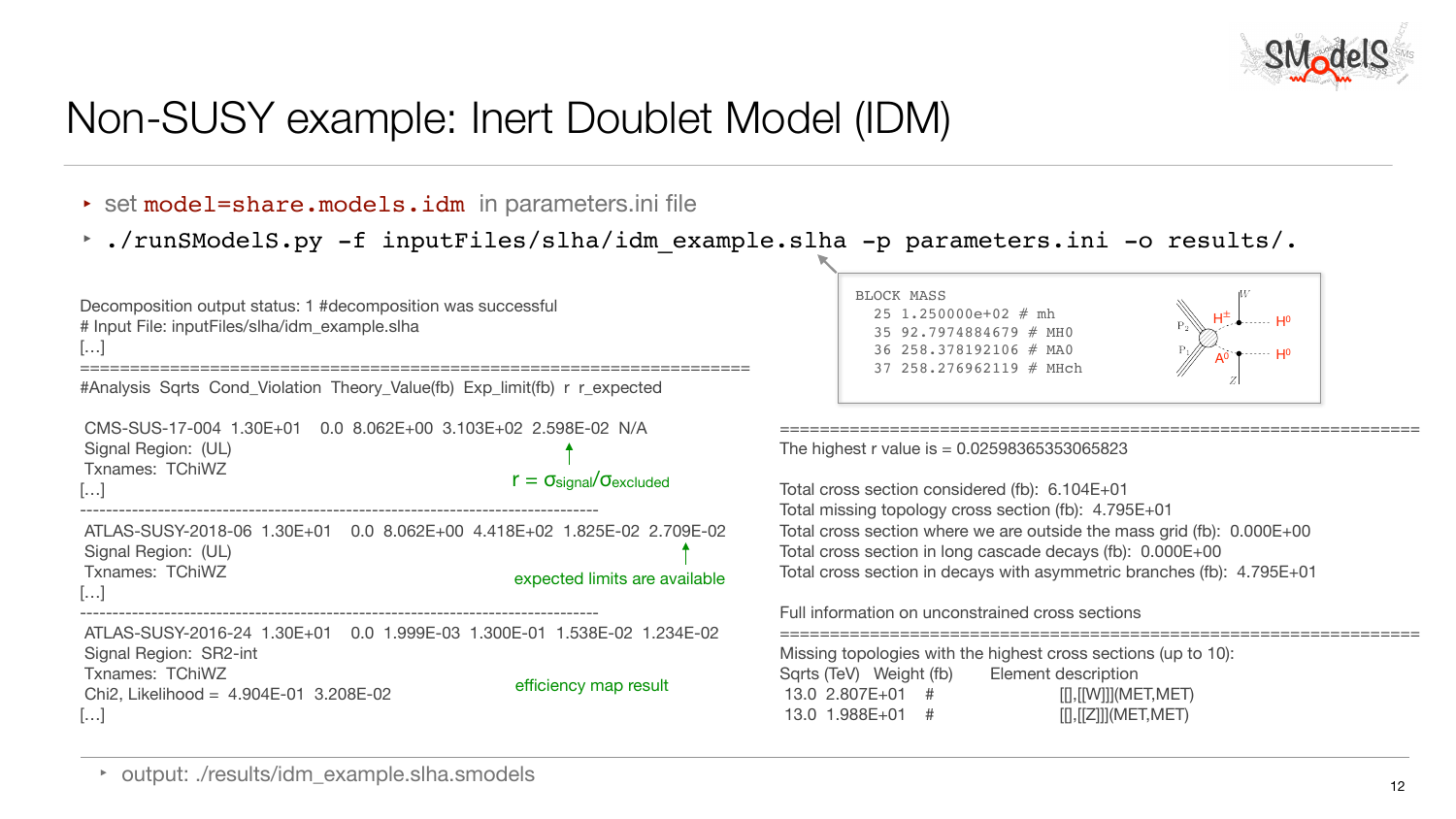# Non-SUSY example: Inert Doublet Model (IDM)

- set `model=share.models.idm` in parameters.ini file
- `./runSModelS.py -f inputFiles/slha/idm_example.slha -p parameters.ini -o results/.`

```
BLOCK MASS
  25 1.250000e+02 # mh
  35 92.7974884679 # MH0
  36 258.378192106 # MA0
  37 258.276962119 # MHch
```

```
Decomposition output status: 1 #decomposition was successful
# Input File: inputFiles/slha/idm_example.slha
[...]
====================================================================
#Analysis  Sqrts  Cond_Violation  Theory_Value(fb)  Exp_limit(fb)  r  r_expected

 CMS-SUS-17-004  1.30E+01   0.0  8.062E+00  3.103E+02  2.598E-02  N/A
 Signal Region:  (UL)
 Txnames:  TChiWZ
[...]
--------------------------------------------------------------------------------
 ATLAS-SUSY-2018-06  1.30E+01   0.0  8.062E+00  4.418E+02  1.825E-02  2.709E-02
 Signal Region:  (UL)
 Txnames:  TChiWZ
[...]
--------------------------------------------------------------------------------
 ATLAS-SUSY-2016-24  1.30E+01   0.0  1.999E-03  1.300E-01  1.538E-02  1.234E-02
 Signal Region:  SR2-int
 Txnames:  TChiWZ
 Chi2, Likelihood =  4.904E-01  3.208E-02
[...]
```

$r = \sigma_{signal}/\sigma_{excluded}$

expected limits are available

efficiency map result

```
================================================================
The highest r value is = 0.02598365353065823

Total cross section considered (fb):  6.104E+01
Total missing topology cross section (fb):  4.795E+01
Total cross section where we are outside the mass grid (fb):  0.000E+00
Total cross section in long cascade decays (fb):  0.000E+00
Total cross section in decays with asymmetric branches (fb):  4.795E+01

Full information on unconstrained cross sections
================================================================
Missing topologies with the highest cross sections (up to 10):
Sqrts (TeV)   Weight (fb)        Element description
 13.0  2.807E+01    #              [[],[[W]]](MET,MET)
 13.0  1.988E+01    #              [[],[[Z]]](MET,MET)
```

- output: ./results/idm_example.slha.smodels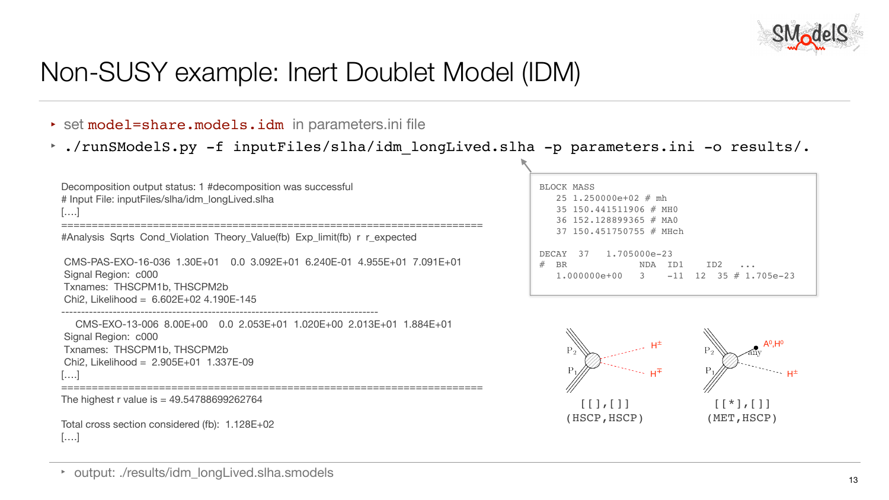# Non-SUSY example: Inert Doublet Model (IDM)

- set `model=share.models.idm` in parameters.ini file
- `./runSModelS.py -f inputFiles/slha/idm_longLived.slha -p parameters.ini -o results/.`

```
Decomposition output status: 1 #decomposition was successful
# Input File: inputFiles/slha/idm_longLived.slha
[....]
======================================================================
#Analysis  Sqrts  Cond_Violation  Theory_Value(fb)  Exp_limit(fb)  r  r_expected

 CMS-PAS-EXO-16-036  1.30E+01   0.0  3.092E+01  6.240E-01  4.955E+01  7.091E+01
 Signal Region:  c000
 Txnames:  THSCPM1b, THSCPM2b
 Chi2, Likelihood =  6.602E+02 4.190E-145
--------------------------------------------------------------------------------
   CMS-EXO-13-006  8.00E+00   0.0  2.053E+01  1.020E+00  2.013E+01  1.884E+01
 Signal Region:  c000
 Txnames:  THSCPM1b, THSCPM2b
 Chi2, Likelihood =  2.905E+01  1.337E-09
[....]
======================================================================
The highest r value is = 49.54788699262764

Total cross section considered (fb):  1.128E+02
[....]
```

```
BLOCK MASS
   25 1.250000e+02 # mh
   35 150.441511906 # MH0
   36 152.128899365 # MA0
   37 150.451750755 # MHch

DECAY  37   1.705000e-23
#  BR              NDA  ID1    ID2   ...
   1.000000e+00    3    -11   12   35 # 1.705e-23
```

$P_2$, $P_1$ → $H^{\pm}$, $H^{\mp}$

[[],[]]
(HSCP,HSCP)

$P_2$, $P_1$ → $A^0, H^0$ (any), $H^{\pm}$

[[*],[]]
(MET,HSCP)

- output: ./results/idm_longLived.slha.smodels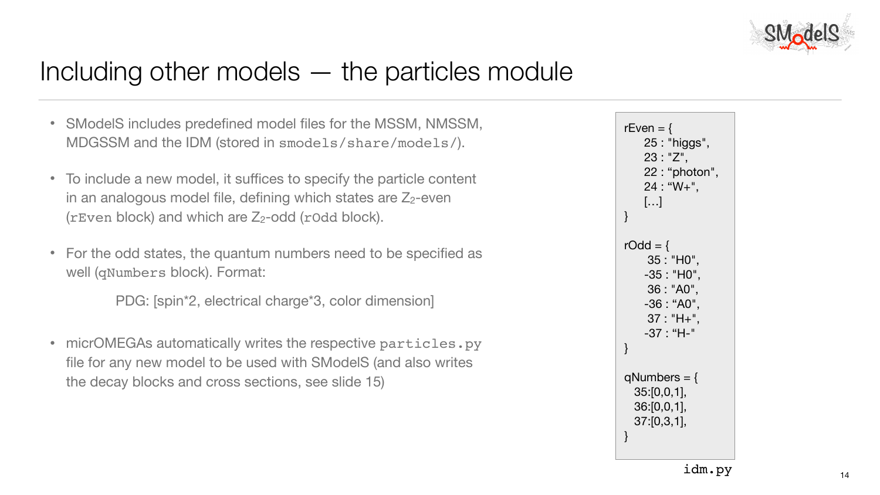# Including other models — the particles module

- SModelS includes predefined model files for the MSSM, NMSSM, MDGSSM and the IDM (stored in `smodels/share/models/`).
- To include a new model, it suffices to specify the particle content in an analogous model file, defining which states are $Z_2$-even (`rEven` block) and which are $Z_2$-odd (`rOdd` block).
- For the odd states, the quantum numbers need to be specified as well (`qNumbers` block). Format:

  PDG: [spin*2, electrical charge*3, color dimension]

- micrOMEGAs automatically writes the respective `particles.py` file for any new model to be used with SModelS (and also writes the decay blocks and cross sections, see slide 15)

```
rEven = {
    25 : "higgs",
    23 : "Z",
    22 : "photon",
    24 : "W+",
    [...]
}

rOdd = {
     35 : "H0",
    -35 : "H0",
     36 : "A0",
    -36 : "A0",
     37 : "H+",
    -37 : "H-"
}

qNumbers = {
  35:[0,0,1],
  36:[0,0,1],
  37:[0,3,1],
}
```

`idm.py`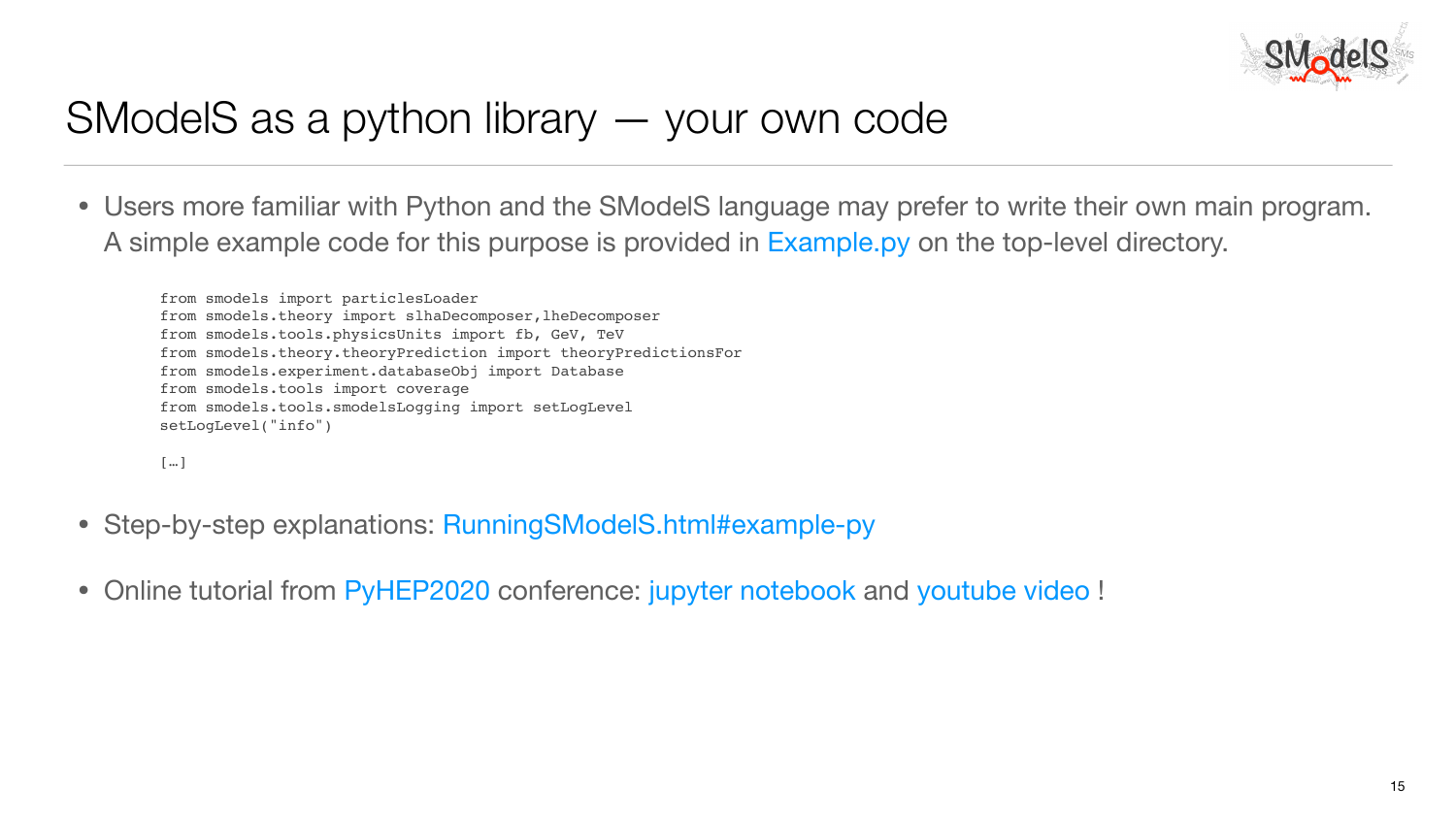# SModelS as a python library — your own code

- Users more familiar with Python and the SModelS language may prefer to write their own main program. A simple example code for this purpose is provided in Example.py on the top-level directory.

```
from smodels import particlesLoader
from smodels.theory import slhaDecomposer,lheDecomposer
from smodels.tools.physicsUnits import fb, GeV, TeV
from smodels.theory.theoryPrediction import theoryPredictionsFor
from smodels.experiment.databaseObj import Database
from smodels.tools import coverage
from smodels.tools.smodelsLogging import setLogLevel
setLogLevel("info")

[…]
```

- Step-by-step explanations: RunningSModelS.html#example-py

- Online tutorial from PyHEP2020 conference: jupyter notebook and youtube video !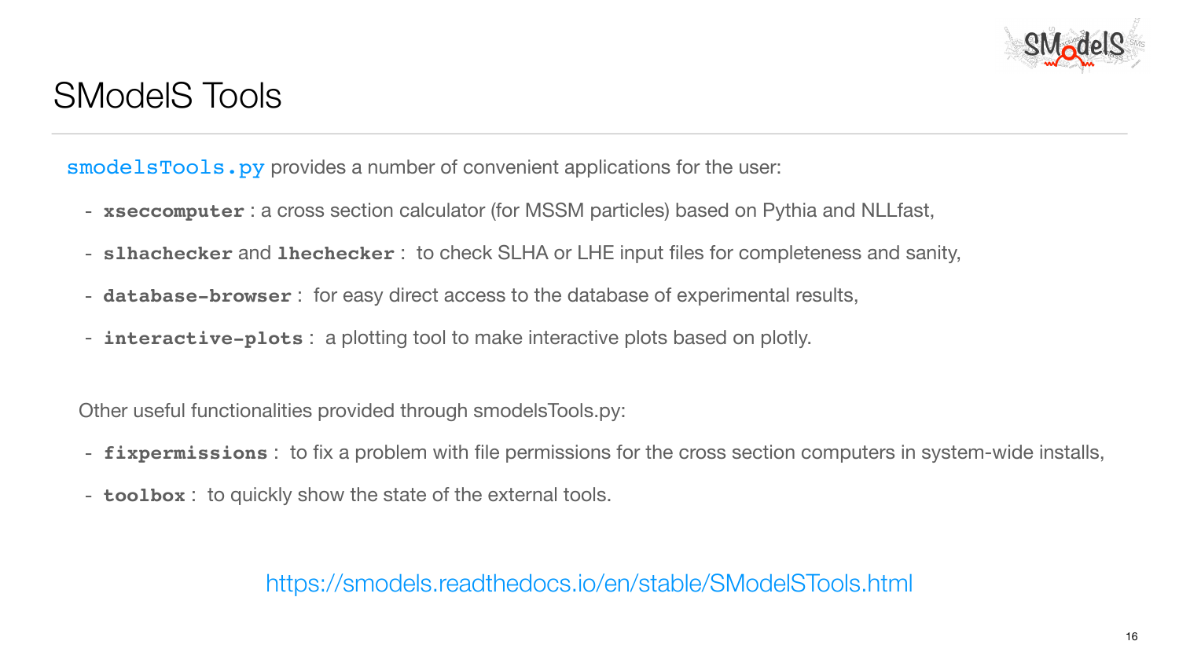# SModelS Tools

`smodelsTools.py` provides a number of convenient applications for the user:

- **`xseccomputer`** : a cross section calculator (for MSSM particles) based on Pythia and NLLfast,
- **`slhachecker`** and **`lhechecker`** : to check SLHA or LHE input files for completeness and sanity,
- **`database-browser`** : for easy direct access to the database of experimental results,
- **`interactive-plots`** : a plotting tool to make interactive plots based on plotly.

Other useful functionalities provided through smodelsTools.py:

- **`fixpermissions`** : to fix a problem with file permissions for the cross section computers in system-wide installs,
- **`toolbox`** : to quickly show the state of the external tools.

https://smodels.readthedocs.io/en/stable/SModelSTools.html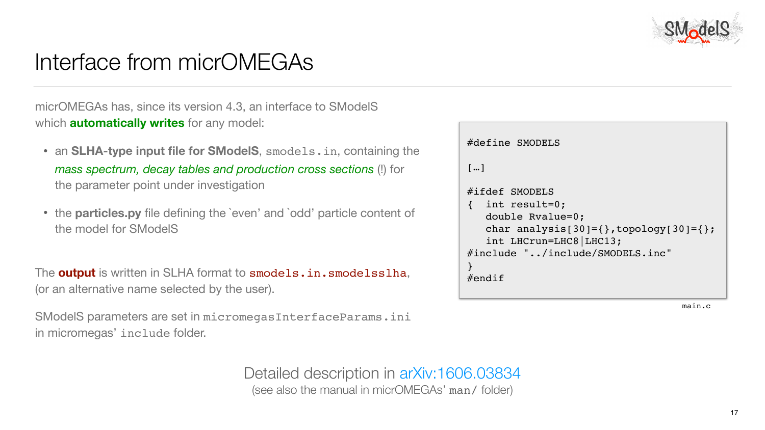# Interface from micrOMEGAs

micrOMEGAs has, since its version 4.3, an interface to SModelS which **automatically writes** for any model:

- an **SLHA-type input file for SModelS**, `smodels.in`, containing the *mass spectrum, decay tables and production cross sections* (!) for the parameter point under investigation
- the **particles.py** file defining the `even' and `odd' particle content of the model for SModelS

The **output** is written in SLHA format to `smodels.in.smodelsslha`, (or an alternative name selected by the user).

SModelS parameters are set in `micromegasInterfaceParams.ini` in micromegas' `include` folder.

```
#define SMODELS

[…]

#ifdef SMODELS
{  int result=0;
   double Rvalue=0;
   char analysis[30]={},topology[30]={};
   int LHCrun=LHC8|LHC13;
#include "../include/SMODELS.inc"
}
#endif
```

main.c

Detailed description in arXiv:1606.03834
(see also the manual in micrOMEGAs' `man/` folder)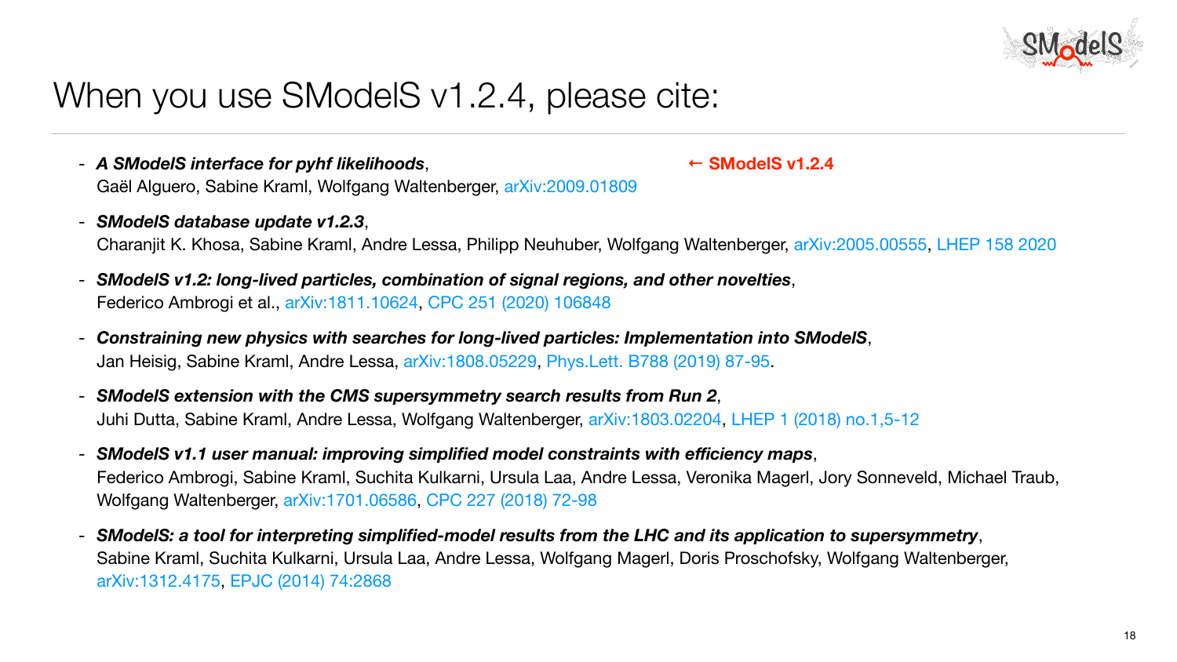# When you use SModelS v1.2.4, please cite:

- ***A SModelS interface for pyhf likelihoods***, ← **SModelS v1.2.4**
  Gaël Alguero, Sabine Kraml, Wolfgang Waltenberger, arXiv:2009.01809
- ***SModelS database update v1.2.3***,
  Charanjit K. Khosa, Sabine Kraml, Andre Lessa, Philipp Neuhuber, Wolfgang Waltenberger, arXiv:2005.00555, LHEP 158 2020
- ***SModelS v1.2: long-lived particles, combination of signal regions, and other novelties***,
  Federico Ambrogi et al., arXiv:1811.10624, CPC 251 (2020) 106848
- ***Constraining new physics with searches for long-lived particles: Implementation into SModelS***,
  Jan Heisig, Sabine Kraml, Andre Lessa, arXiv:1808.05229, Phys.Lett. B788 (2019) 87-95.
- ***SModelS extension with the CMS supersymmetry search results from Run 2***,
  Juhi Dutta, Sabine Kraml, Andre Lessa, Wolfgang Waltenberger, arXiv:1803.02204, LHEP 1 (2018) no.1,5-12
- ***SModelS v1.1 user manual: improving simplified model constraints with efficiency maps***,
  Federico Ambrogi, Sabine Kraml, Suchita Kulkarni, Ursula Laa, Andre Lessa, Veronika Magerl, Jory Sonneveld, Michael Traub, Wolfgang Waltenberger, arXiv:1701.06586, CPC 227 (2018) 72-98
- ***SModelS: a tool for interpreting simplified-model results from the LHC and its application to supersymmetry***,
  Sabine Kraml, Suchita Kulkarni, Ursula Laa, Andre Lessa, Wolfgang Magerl, Doris Proschofsky, Wolfgang Waltenberger, arXiv:1312.4175, EPJC (2014) 74:2868